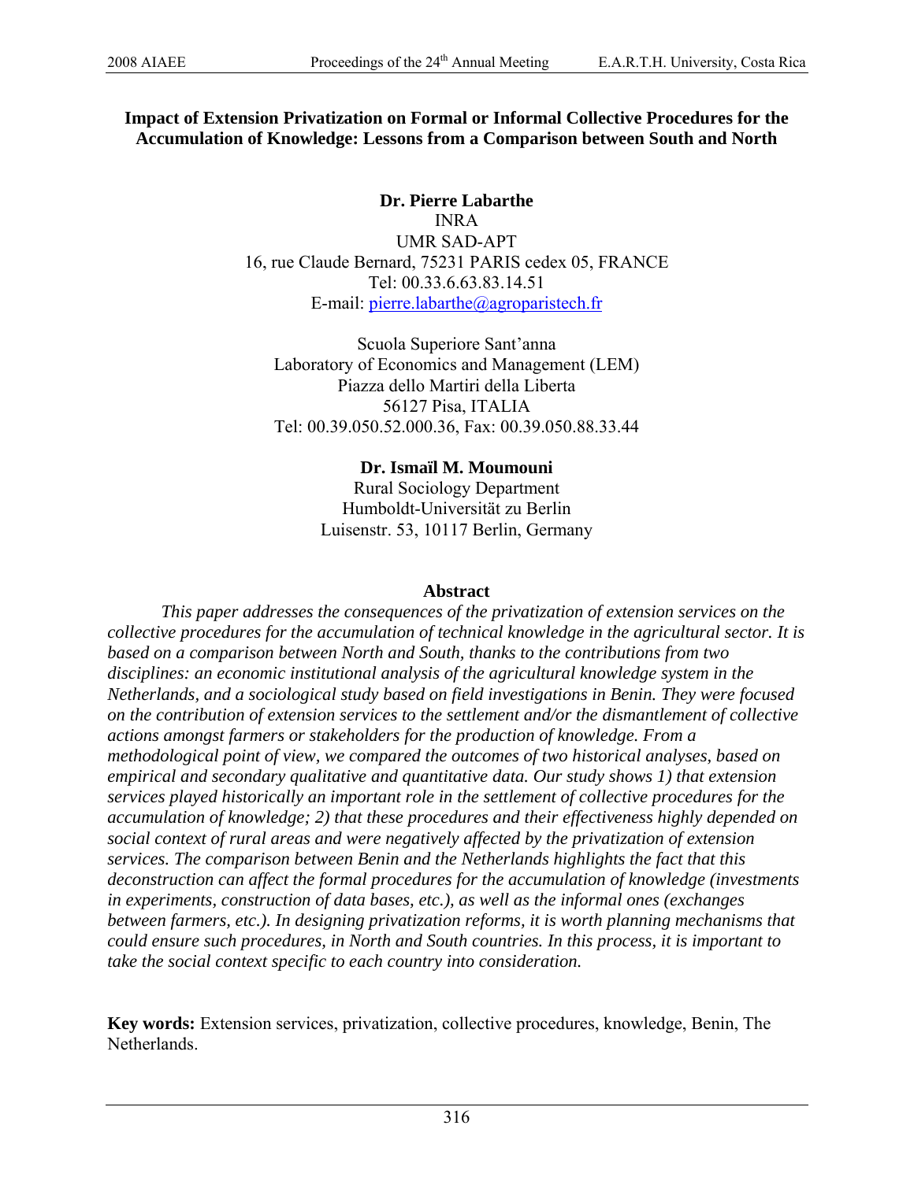# Impact of Extension Privatization on Formal or Informal Collective Procedures for the Accumulation of Knowledge: Lessons from a Comparison between South and North

**Dr. Pierre Labarthe**
INRA
UMR SAD-APT
16, rue Claude Bernard, 75231 PARIS cedex 05, FRANCE
Tel: 00.33.6.63.83.14.51
E-mail: pierre.labarthe@agroparistech.fr

Scuola Superiore Sant'anna
Laboratory of Economics and Management (LEM)
Piazza dello Martiri della Liberta
56127 Pisa, ITALIA
Tel: 00.39.050.52.000.36, Fax: 00.39.050.88.33.44

**Dr. Ismaïl M. Moumouni**
Rural Sociology Department
Humboldt-Universität zu Berlin
Luisenstr. 53, 10117 Berlin, Germany

## Abstract

*This paper addresses the consequences of the privatization of extension services on the collective procedures for the accumulation of technical knowledge in the agricultural sector. It is based on a comparison between North and South, thanks to the contributions from two disciplines: an economic institutional analysis of the agricultural knowledge system in the Netherlands, and a sociological study based on field investigations in Benin. They were focused on the contribution of extension services to the settlement and/or the dismantlement of collective actions amongst farmers or stakeholders for the production of knowledge. From a methodological point of view, we compared the outcomes of two historical analyses, based on empirical and secondary qualitative and quantitative data. Our study shows 1) that extension services played historically an important role in the settlement of collective procedures for the accumulation of knowledge; 2) that these procedures and their effectiveness highly depended on social context of rural areas and were negatively affected by the privatization of extension services. The comparison between Benin and the Netherlands highlights the fact that this deconstruction can affect the formal procedures for the accumulation of knowledge (investments in experiments, construction of data bases, etc.), as well as the informal ones (exchanges between farmers, etc.). In designing privatization reforms, it is worth planning mechanisms that could ensure such procedures, in North and South countries. In this process, it is important to take the social context specific to each country into consideration.*

**Key words:** Extension services, privatization, collective procedures, knowledge, Benin, The Netherlands.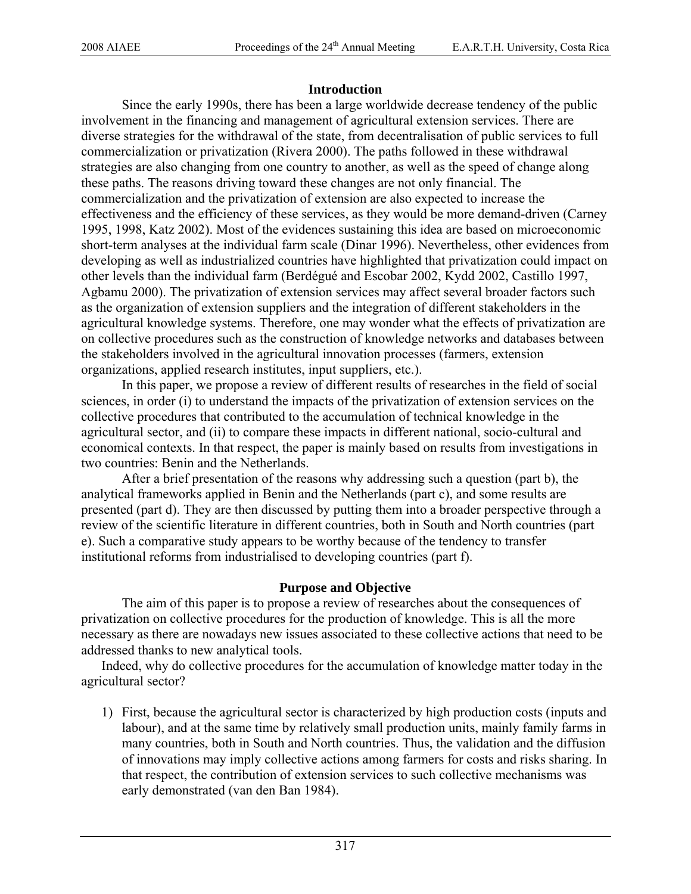## Introduction

Since the early 1990s, there has been a large worldwide decrease tendency of the public involvement in the financing and management of agricultural extension services. There are diverse strategies for the withdrawal of the state, from decentralisation of public services to full commercialization or privatization (Rivera 2000). The paths followed in these withdrawal strategies are also changing from one country to another, as well as the speed of change along these paths. The reasons driving toward these changes are not only financial. The commercialization and the privatization of extension are also expected to increase the effectiveness and the efficiency of these services, as they would be more demand-driven (Carney 1995, 1998, Katz 2002). Most of the evidences sustaining this idea are based on microeconomic short-term analyses at the individual farm scale (Dinar 1996). Nevertheless, other evidences from developing as well as industrialized countries have highlighted that privatization could impact on other levels than the individual farm (Berdégué and Escobar 2002, Kydd 2002, Castillo 1997, Agbamu 2000). The privatization of extension services may affect several broader factors such as the organization of extension suppliers and the integration of different stakeholders in the agricultural knowledge systems. Therefore, one may wonder what the effects of privatization are on collective procedures such as the construction of knowledge networks and databases between the stakeholders involved in the agricultural innovation processes (farmers, extension organizations, applied research institutes, input suppliers, etc.).

In this paper, we propose a review of different results of researches in the field of social sciences, in order (i) to understand the impacts of the privatization of extension services on the collective procedures that contributed to the accumulation of technical knowledge in the agricultural sector, and (ii) to compare these impacts in different national, socio-cultural and economical contexts. In that respect, the paper is mainly based on results from investigations in two countries: Benin and the Netherlands.

After a brief presentation of the reasons why addressing such a question (part b), the analytical frameworks applied in Benin and the Netherlands (part c), and some results are presented (part d). They are then discussed by putting them into a broader perspective through a review of the scientific literature in different countries, both in South and North countries (part e). Such a comparative study appears to be worthy because of the tendency to transfer institutional reforms from industrialised to developing countries (part f).

## Purpose and Objective

The aim of this paper is to propose a review of researches about the consequences of privatization on collective procedures for the production of knowledge. This is all the more necessary as there are nowadays new issues associated to these collective actions that need to be addressed thanks to new analytical tools.

Indeed, why do collective procedures for the accumulation of knowledge matter today in the agricultural sector?

1) First, because the agricultural sector is characterized by high production costs (inputs and labour), and at the same time by relatively small production units, mainly family farms in many countries, both in South and North countries. Thus, the validation and the diffusion of innovations may imply collective actions among farmers for costs and risks sharing. In that respect, the contribution of extension services to such collective mechanisms was early demonstrated (van den Ban 1984).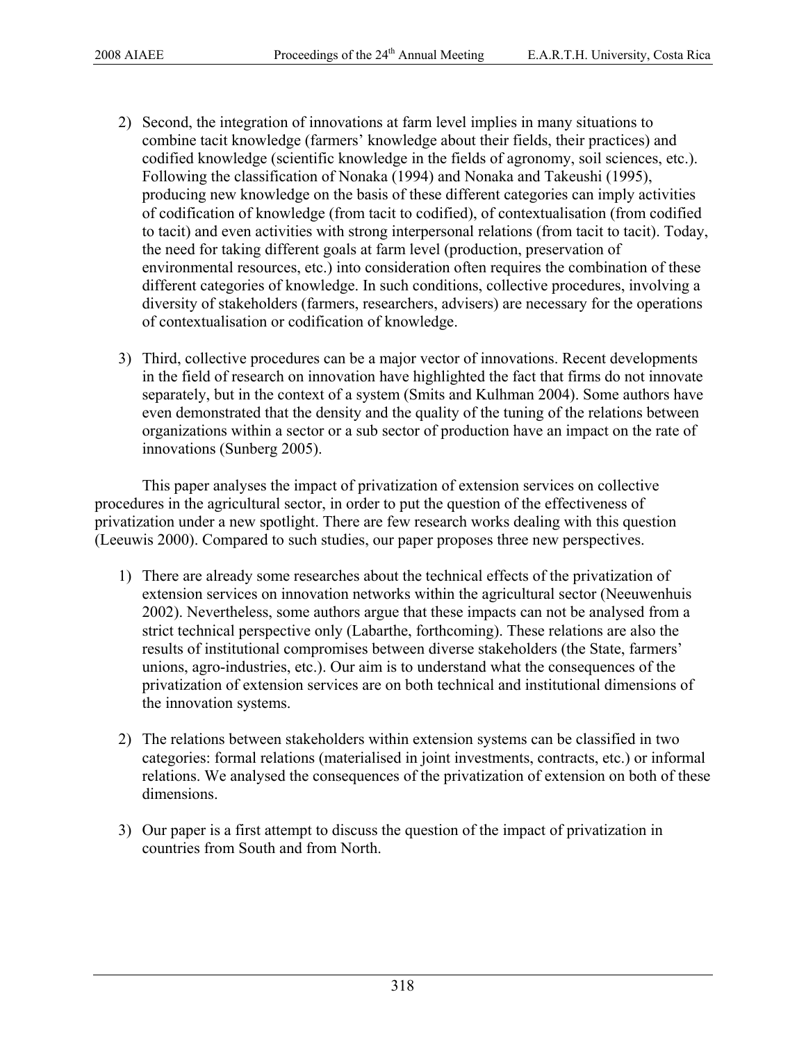2) Second, the integration of innovations at farm level implies in many situations to combine tacit knowledge (farmers' knowledge about their fields, their practices) and codified knowledge (scientific knowledge in the fields of agronomy, soil sciences, etc.). Following the classification of Nonaka (1994) and Nonaka and Takeushi (1995), producing new knowledge on the basis of these different categories can imply activities of codification of knowledge (from tacit to codified), of contextualisation (from codified to tacit) and even activities with strong interpersonal relations (from tacit to tacit). Today, the need for taking different goals at farm level (production, preservation of environmental resources, etc.) into consideration often requires the combination of these different categories of knowledge. In such conditions, collective procedures, involving a diversity of stakeholders (farmers, researchers, advisers) are necessary for the operations of contextualisation or codification of knowledge.

3) Third, collective procedures can be a major vector of innovations. Recent developments in the field of research on innovation have highlighted the fact that firms do not innovate separately, but in the context of a system (Smits and Kulhman 2004). Some authors have even demonstrated that the density and the quality of the tuning of the relations between organizations within a sector or a sub sector of production have an impact on the rate of innovations (Sunberg 2005).

This paper analyses the impact of privatization of extension services on collective procedures in the agricultural sector, in order to put the question of the effectiveness of privatization under a new spotlight. There are few research works dealing with this question (Leeuwis 2000). Compared to such studies, our paper proposes three new perspectives.

1) There are already some researches about the technical effects of the privatization of extension services on innovation networks within the agricultural sector (Neeuwenhuis 2002). Nevertheless, some authors argue that these impacts can not be analysed from a strict technical perspective only (Labarthe, forthcoming). These relations are also the results of institutional compromises between diverse stakeholders (the State, farmers' unions, agro-industries, etc.). Our aim is to understand what the consequences of the privatization of extension services are on both technical and institutional dimensions of the innovation systems.

2) The relations between stakeholders within extension systems can be classified in two categories: formal relations (materialised in joint investments, contracts, etc.) or informal relations. We analysed the consequences of the privatization of extension on both of these dimensions.

3) Our paper is a first attempt to discuss the question of the impact of privatization in countries from South and from North.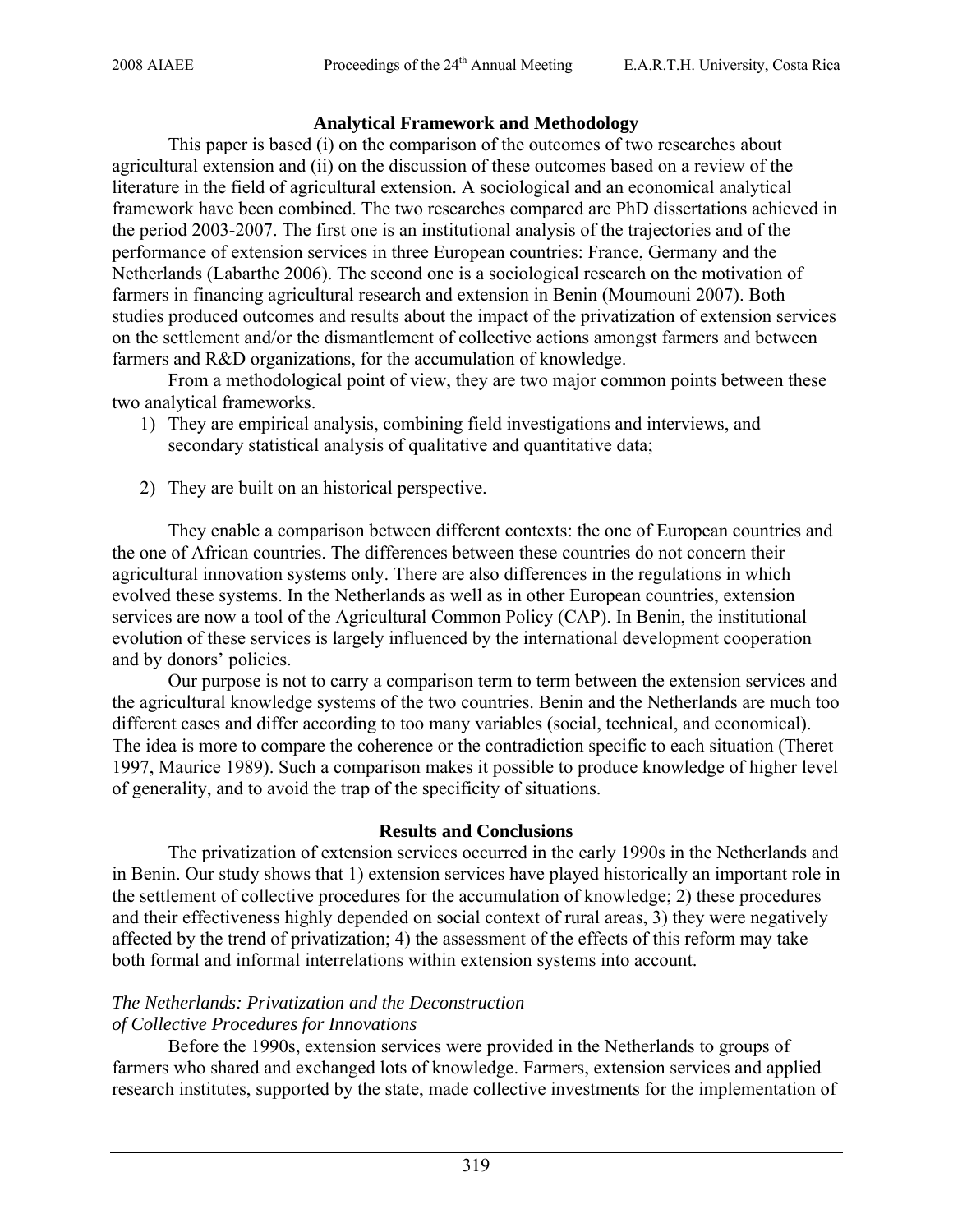## Analytical Framework and Methodology

This paper is based (i) on the comparison of the outcomes of two researches about agricultural extension and (ii) on the discussion of these outcomes based on a review of the literature in the field of agricultural extension. A sociological and an economical analytical framework have been combined. The two researches compared are PhD dissertations achieved in the period 2003-2007. The first one is an institutional analysis of the trajectories and of the performance of extension services in three European countries: France, Germany and the Netherlands (Labarthe 2006). The second one is a sociological research on the motivation of farmers in financing agricultural research and extension in Benin (Moumouni 2007). Both studies produced outcomes and results about the impact of the privatization of extension services on the settlement and/or the dismantlement of collective actions amongst farmers and between farmers and R&D organizations, for the accumulation of knowledge.

From a methodological point of view, they are two major common points between these two analytical frameworks.

1) They are empirical analysis, combining field investigations and interviews, and secondary statistical analysis of qualitative and quantitative data;

2) They are built on an historical perspective.

They enable a comparison between different contexts: the one of European countries and the one of African countries. The differences between these countries do not concern their agricultural innovation systems only. There are also differences in the regulations in which evolved these systems. In the Netherlands as well as in other European countries, extension services are now a tool of the Agricultural Common Policy (CAP). In Benin, the institutional evolution of these services is largely influenced by the international development cooperation and by donors' policies.

Our purpose is not to carry a comparison term to term between the extension services and the agricultural knowledge systems of the two countries. Benin and the Netherlands are much too different cases and differ according to too many variables (social, technical, and economical). The idea is more to compare the coherence or the contradiction specific to each situation (Theret 1997, Maurice 1989). Such a comparison makes it possible to produce knowledge of higher level of generality, and to avoid the trap of the specificity of situations.

## Results and Conclusions

The privatization of extension services occurred in the early 1990s in the Netherlands and in Benin. Our study shows that 1) extension services have played historically an important role in the settlement of collective procedures for the accumulation of knowledge; 2) these procedures and their effectiveness highly depended on social context of rural areas, 3) they were negatively affected by the trend of privatization; 4) the assessment of the effects of this reform may take both formal and informal interrelations within extension systems into account.

### *The Netherlands: Privatization and the Deconstruction of Collective Procedures for Innovations*

Before the 1990s, extension services were provided in the Netherlands to groups of farmers who shared and exchanged lots of knowledge. Farmers, extension services and applied research institutes, supported by the state, made collective investments for the implementation of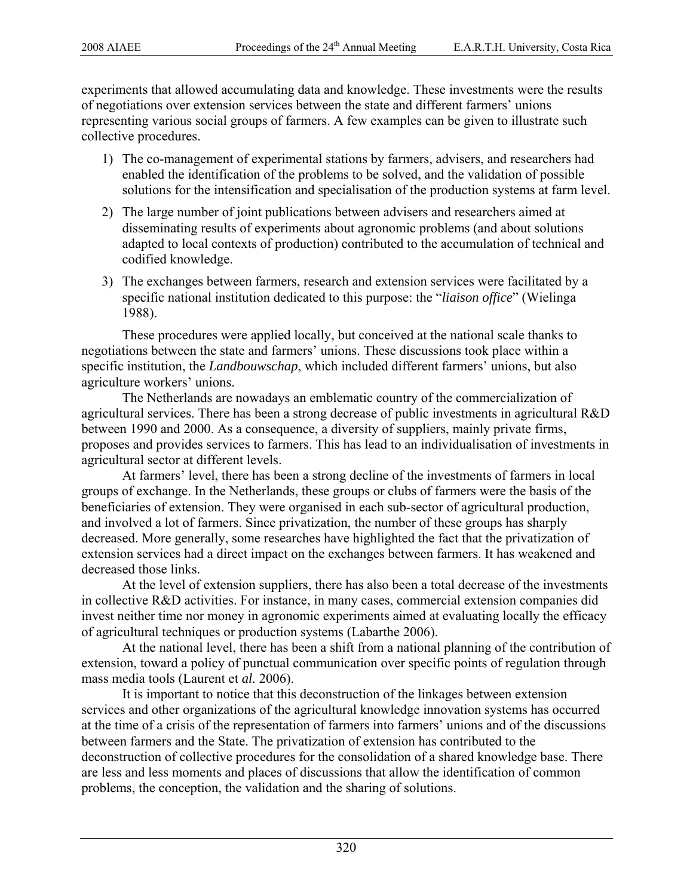experiments that allowed accumulating data and knowledge. These investments were the results of negotiations over extension services between the state and different farmers' unions representing various social groups of farmers. A few examples can be given to illustrate such collective procedures.

1) The co-management of experimental stations by farmers, advisers, and researchers had enabled the identification of the problems to be solved, and the validation of possible solutions for the intensification and specialisation of the production systems at farm level.
2) The large number of joint publications between advisers and researchers aimed at disseminating results of experiments about agronomic problems (and about solutions adapted to local contexts of production) contributed to the accumulation of technical and codified knowledge.
3) The exchanges between farmers, research and extension services were facilitated by a specific national institution dedicated to this purpose: the "*liaison office*" (Wielinga 1988).

These procedures were applied locally, but conceived at the national scale thanks to negotiations between the state and farmers' unions. These discussions took place within a specific institution, the *Landbouwschap*, which included different farmers' unions, but also agriculture workers' unions.

The Netherlands are nowadays an emblematic country of the commercialization of agricultural services. There has been a strong decrease of public investments in agricultural R&D between 1990 and 2000. As a consequence, a diversity of suppliers, mainly private firms, proposes and provides services to farmers. This has lead to an individualisation of investments in agricultural sector at different levels.

At farmers' level, there has been a strong decline of the investments of farmers in local groups of exchange. In the Netherlands, these groups or clubs of farmers were the basis of the beneficiaries of extension. They were organised in each sub-sector of agricultural production, and involved a lot of farmers. Since privatization, the number of these groups has sharply decreased. More generally, some researches have highlighted the fact that the privatization of extension services had a direct impact on the exchanges between farmers. It has weakened and decreased those links.

At the level of extension suppliers, there has also been a total decrease of the investments in collective R&D activities. For instance, in many cases, commercial extension companies did invest neither time nor money in agronomic experiments aimed at evaluating locally the efficacy of agricultural techniques or production systems (Labarthe 2006).

At the national level, there has been a shift from a national planning of the contribution of extension, toward a policy of punctual communication over specific points of regulation through mass media tools (Laurent et *al.* 2006).

It is important to notice that this deconstruction of the linkages between extension services and other organizations of the agricultural knowledge innovation systems has occurred at the time of a crisis of the representation of farmers into farmers' unions and of the discussions between farmers and the State. The privatization of extension has contributed to the deconstruction of collective procedures for the consolidation of a shared knowledge base. There are less and less moments and places of discussions that allow the identification of common problems, the conception, the validation and the sharing of solutions.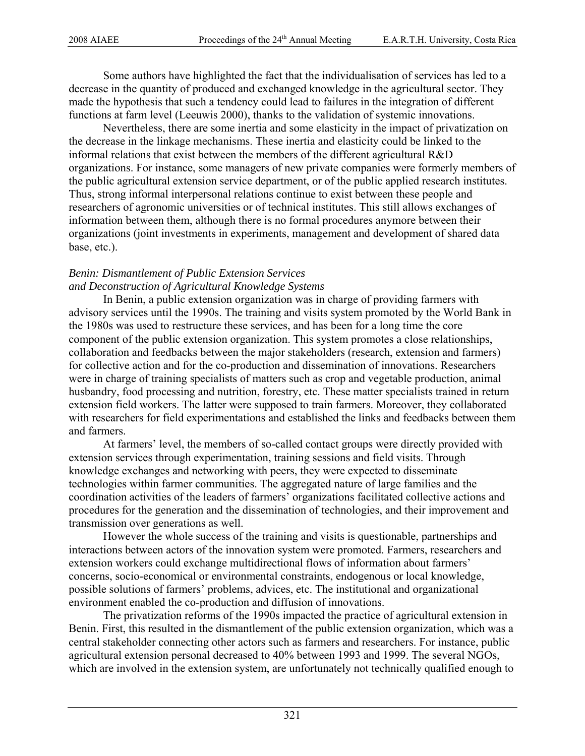Some authors have highlighted the fact that the individualisation of services has led to a decrease in the quantity of produced and exchanged knowledge in the agricultural sector. They made the hypothesis that such a tendency could lead to failures in the integration of different functions at farm level (Leeuwis 2000), thanks to the validation of systemic innovations.

Nevertheless, there are some inertia and some elasticity in the impact of privatization on the decrease in the linkage mechanisms. These inertia and elasticity could be linked to the informal relations that exist between the members of the different agricultural R&D organizations. For instance, some managers of new private companies were formerly members of the public agricultural extension service department, or of the public applied research institutes. Thus, strong informal interpersonal relations continue to exist between these people and researchers of agronomic universities or of technical institutes. This still allows exchanges of information between them, although there is no formal procedures anymore between their organizations (joint investments in experiments, management and development of shared data base, etc.).

*Benin: Dismantlement of Public Extension Services and Deconstruction of Agricultural Knowledge Systems*

In Benin, a public extension organization was in charge of providing farmers with advisory services until the 1990s. The training and visits system promoted by the World Bank in the 1980s was used to restructure these services, and has been for a long time the core component of the public extension organization. This system promotes a close relationships, collaboration and feedbacks between the major stakeholders (research, extension and farmers) for collective action and for the co-production and dissemination of innovations. Researchers were in charge of training specialists of matters such as crop and vegetable production, animal husbandry, food processing and nutrition, forestry, etc. These matter specialists trained in return extension field workers. The latter were supposed to train farmers. Moreover, they collaborated with researchers for field experimentations and established the links and feedbacks between them and farmers.

At farmers' level, the members of so-called contact groups were directly provided with extension services through experimentation, training sessions and field visits. Through knowledge exchanges and networking with peers, they were expected to disseminate technologies within farmer communities. The aggregated nature of large families and the coordination activities of the leaders of farmers' organizations facilitated collective actions and procedures for the generation and the dissemination of technologies, and their improvement and transmission over generations as well.

However the whole success of the training and visits is questionable, partnerships and interactions between actors of the innovation system were promoted. Farmers, researchers and extension workers could exchange multidirectional flows of information about farmers' concerns, socio-economical or environmental constraints, endogenous or local knowledge, possible solutions of farmers' problems, advices, etc. The institutional and organizational environment enabled the co-production and diffusion of innovations.

The privatization reforms of the 1990s impacted the practice of agricultural extension in Benin. First, this resulted in the dismantlement of the public extension organization, which was a central stakeholder connecting other actors such as farmers and researchers. For instance, public agricultural extension personal decreased to 40% between 1993 and 1999. The several NGOs, which are involved in the extension system, are unfortunately not technically qualified enough to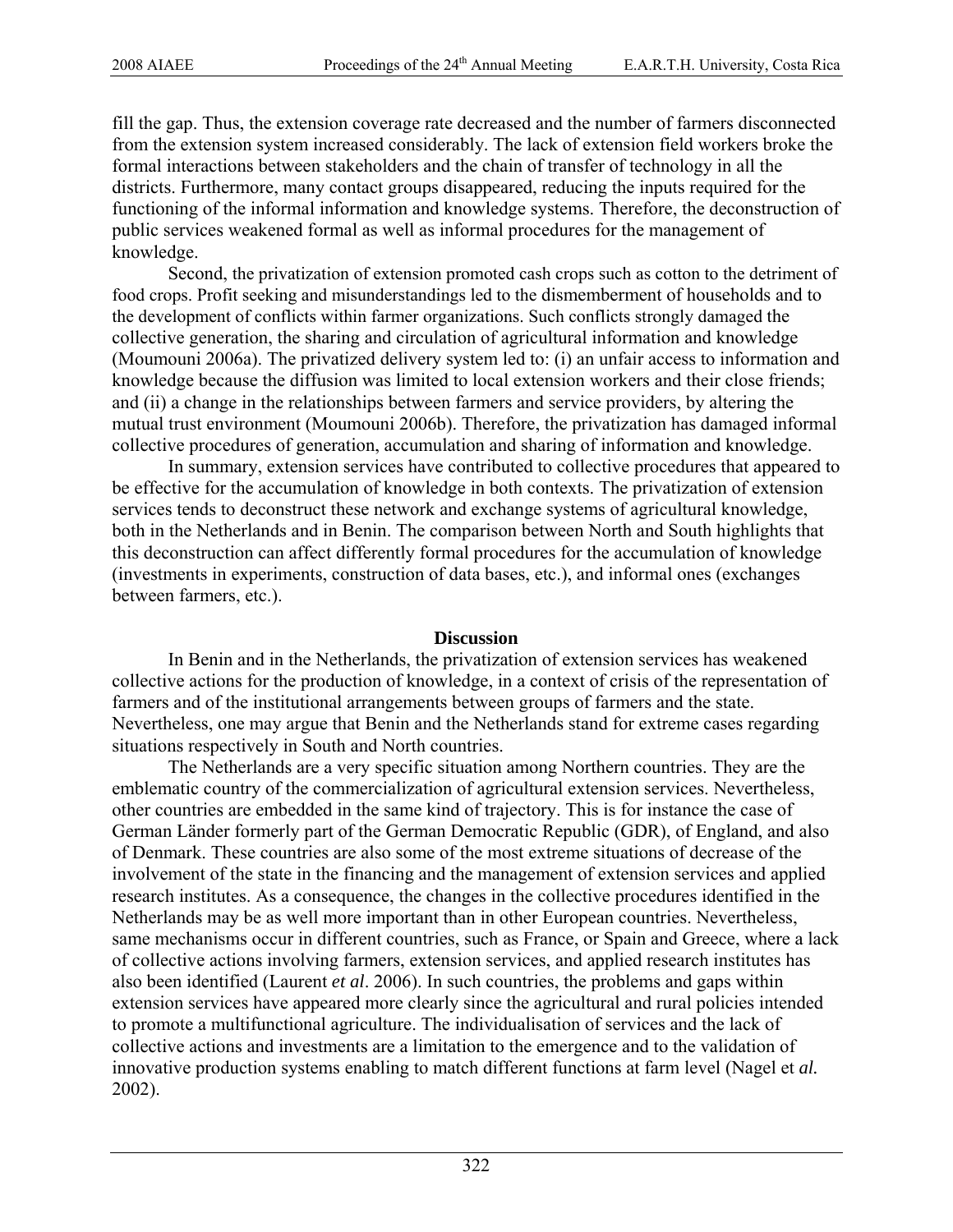fill the gap. Thus, the extension coverage rate decreased and the number of farmers disconnected from the extension system increased considerably. The lack of extension field workers broke the formal interactions between stakeholders and the chain of transfer of technology in all the districts. Furthermore, many contact groups disappeared, reducing the inputs required for the functioning of the informal information and knowledge systems. Therefore, the deconstruction of public services weakened formal as well as informal procedures for the management of knowledge.

Second, the privatization of extension promoted cash crops such as cotton to the detriment of food crops. Profit seeking and misunderstandings led to the dismemberment of households and to the development of conflicts within farmer organizations. Such conflicts strongly damaged the collective generation, the sharing and circulation of agricultural information and knowledge (Moumouni 2006a). The privatized delivery system led to: (i) an unfair access to information and knowledge because the diffusion was limited to local extension workers and their close friends; and (ii) a change in the relationships between farmers and service providers, by altering the mutual trust environment (Moumouni 2006b). Therefore, the privatization has damaged informal collective procedures of generation, accumulation and sharing of information and knowledge.

In summary, extension services have contributed to collective procedures that appeared to be effective for the accumulation of knowledge in both contexts. The privatization of extension services tends to deconstruct these network and exchange systems of agricultural knowledge, both in the Netherlands and in Benin. The comparison between North and South highlights that this deconstruction can affect differently formal procedures for the accumulation of knowledge (investments in experiments, construction of data bases, etc.), and informal ones (exchanges between farmers, etc.).

## Discussion

In Benin and in the Netherlands, the privatization of extension services has weakened collective actions for the production of knowledge, in a context of crisis of the representation of farmers and of the institutional arrangements between groups of farmers and the state. Nevertheless, one may argue that Benin and the Netherlands stand for extreme cases regarding situations respectively in South and North countries.

The Netherlands are a very specific situation among Northern countries. They are the emblematic country of the commercialization of agricultural extension services. Nevertheless, other countries are embedded in the same kind of trajectory. This is for instance the case of German Länder formerly part of the German Democratic Republic (GDR), of England, and also of Denmark. These countries are also some of the most extreme situations of decrease of the involvement of the state in the financing and the management of extension services and applied research institutes. As a consequence, the changes in the collective procedures identified in the Netherlands may be as well more important than in other European countries. Nevertheless, same mechanisms occur in different countries, such as France, or Spain and Greece, where a lack of collective actions involving farmers, extension services, and applied research institutes has also been identified (Laurent *et al*. 2006). In such countries, the problems and gaps within extension services have appeared more clearly since the agricultural and rural policies intended to promote a multifunctional agriculture. The individualisation of services and the lack of collective actions and investments are a limitation to the emergence and to the validation of innovative production systems enabling to match different functions at farm level (Nagel et *al.* 2002).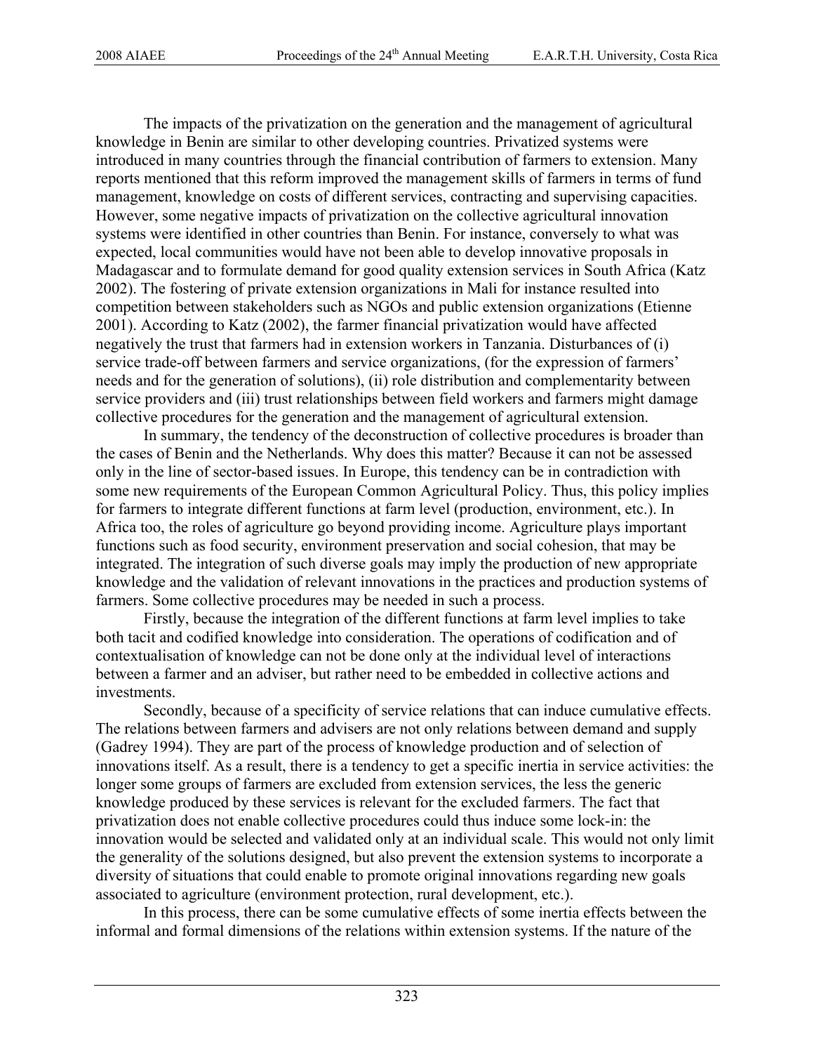The impacts of the privatization on the generation and the management of agricultural knowledge in Benin are similar to other developing countries. Privatized systems were introduced in many countries through the financial contribution of farmers to extension. Many reports mentioned that this reform improved the management skills of farmers in terms of fund management, knowledge on costs of different services, contracting and supervising capacities. However, some negative impacts of privatization on the collective agricultural innovation systems were identified in other countries than Benin. For instance, conversely to what was expected, local communities would have not been able to develop innovative proposals in Madagascar and to formulate demand for good quality extension services in South Africa (Katz 2002). The fostering of private extension organizations in Mali for instance resulted into competition between stakeholders such as NGOs and public extension organizations (Etienne 2001). According to Katz (2002), the farmer financial privatization would have affected negatively the trust that farmers had in extension workers in Tanzania. Disturbances of (i) service trade-off between farmers and service organizations, (for the expression of farmers' needs and for the generation of solutions), (ii) role distribution and complementarity between service providers and (iii) trust relationships between field workers and farmers might damage collective procedures for the generation and the management of agricultural extension.

In summary, the tendency of the deconstruction of collective procedures is broader than the cases of Benin and the Netherlands. Why does this matter? Because it can not be assessed only in the line of sector-based issues. In Europe, this tendency can be in contradiction with some new requirements of the European Common Agricultural Policy. Thus, this policy implies for farmers to integrate different functions at farm level (production, environment, etc.). In Africa too, the roles of agriculture go beyond providing income. Agriculture plays important functions such as food security, environment preservation and social cohesion, that may be integrated. The integration of such diverse goals may imply the production of new appropriate knowledge and the validation of relevant innovations in the practices and production systems of farmers. Some collective procedures may be needed in such a process.

Firstly, because the integration of the different functions at farm level implies to take both tacit and codified knowledge into consideration. The operations of codification and of contextualisation of knowledge can not be done only at the individual level of interactions between a farmer and an adviser, but rather need to be embedded in collective actions and investments.

Secondly, because of a specificity of service relations that can induce cumulative effects. The relations between farmers and advisers are not only relations between demand and supply (Gadrey 1994). They are part of the process of knowledge production and of selection of innovations itself. As a result, there is a tendency to get a specific inertia in service activities: the longer some groups of farmers are excluded from extension services, the less the generic knowledge produced by these services is relevant for the excluded farmers. The fact that privatization does not enable collective procedures could thus induce some lock-in: the innovation would be selected and validated only at an individual scale. This would not only limit the generality of the solutions designed, but also prevent the extension systems to incorporate a diversity of situations that could enable to promote original innovations regarding new goals associated to agriculture (environment protection, rural development, etc.).

In this process, there can be some cumulative effects of some inertia effects between the informal and formal dimensions of the relations within extension systems. If the nature of the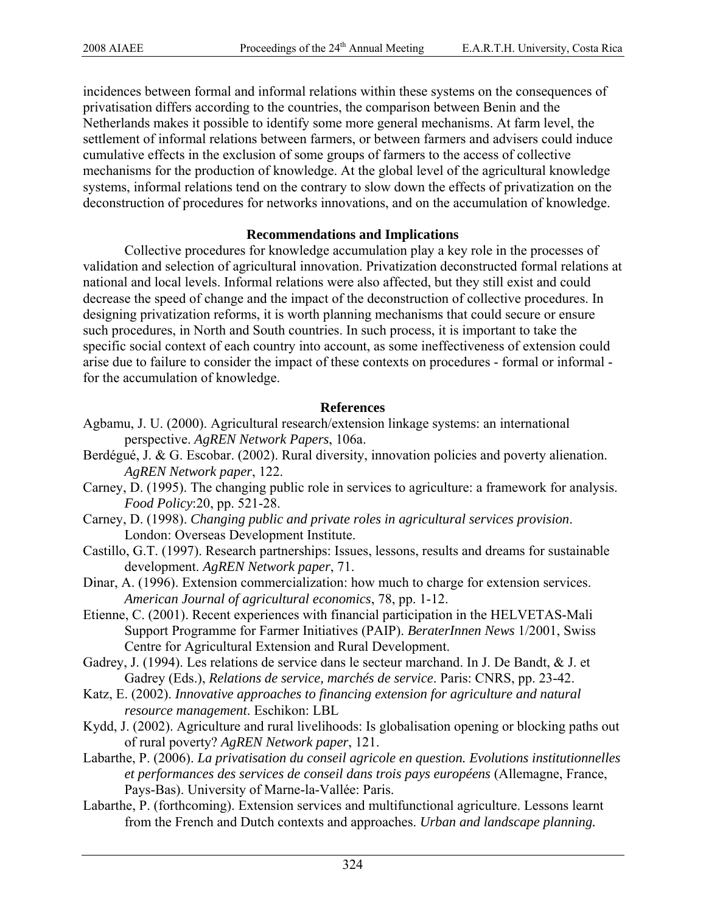incidences between formal and informal relations within these systems on the consequences of privatisation differs according to the countries, the comparison between Benin and the Netherlands makes it possible to identify some more general mechanisms. At farm level, the settlement of informal relations between farmers, or between farmers and advisers could induce cumulative effects in the exclusion of some groups of farmers to the access of collective mechanisms for the production of knowledge. At the global level of the agricultural knowledge systems, informal relations tend on the contrary to slow down the effects of privatization on the deconstruction of procedures for networks innovations, and on the accumulation of knowledge.

## Recommendations and Implications

Collective procedures for knowledge accumulation play a key role in the processes of validation and selection of agricultural innovation. Privatization deconstructed formal relations at national and local levels. Informal relations were also affected, but they still exist and could decrease the speed of change and the impact of the deconstruction of collective procedures. In designing privatization reforms, it is worth planning mechanisms that could secure or ensure such procedures, in North and South countries. In such process, it is important to take the specific social context of each country into account, as some ineffectiveness of extension could arise due to failure to consider the impact of these contexts on procedures - formal or informal - for the accumulation of knowledge.

## References

Agbamu, J. U. (2000). Agricultural research/extension linkage systems: an international perspective. *AgREN Network Papers*, 106a.

Berdégué, J. & G. Escobar. (2002). Rural diversity, innovation policies and poverty alienation. *AgREN Network paper*, 122.

Carney, D. (1995). The changing public role in services to agriculture: a framework for analysis. *Food Policy*:20, pp. 521-28.

Carney, D. (1998). *Changing public and private roles in agricultural services provision*. London: Overseas Development Institute.

Castillo, G.T. (1997). Research partnerships: Issues, lessons, results and dreams for sustainable development. *AgREN Network paper*, 71.

Dinar, A. (1996). Extension commercialization: how much to charge for extension services. *American Journal of agricultural economics*, 78, pp. 1-12.

Etienne, C. (2001). Recent experiences with financial participation in the HELVETAS-Mali Support Programme for Farmer Initiatives (PAIP). *BeraterInnen News* 1/2001, Swiss Centre for Agricultural Extension and Rural Development.

Gadrey, J. (1994). Les relations de service dans le secteur marchand. In J. De Bandt, & J. et Gadrey (Eds.), *Relations de service, marchés de service*. Paris: CNRS, pp. 23-42.

Katz, E. (2002). *Innovative approaches to financing extension for agriculture and natural resource management*. Eschikon: LBL

Kydd, J. (2002). Agriculture and rural livelihoods: Is globalisation opening or blocking paths out of rural poverty? *AgREN Network paper*, 121.

Labarthe, P. (2006). *La privatisation du conseil agricole en question. Evolutions institutionnelles et performances des services de conseil dans trois pays européens* (Allemagne, France, Pays-Bas). University of Marne-la-Vallée: Paris.

Labarthe, P. (forthcoming). Extension services and multifunctional agriculture. Lessons learnt from the French and Dutch contexts and approaches. *Urban and landscape planning.*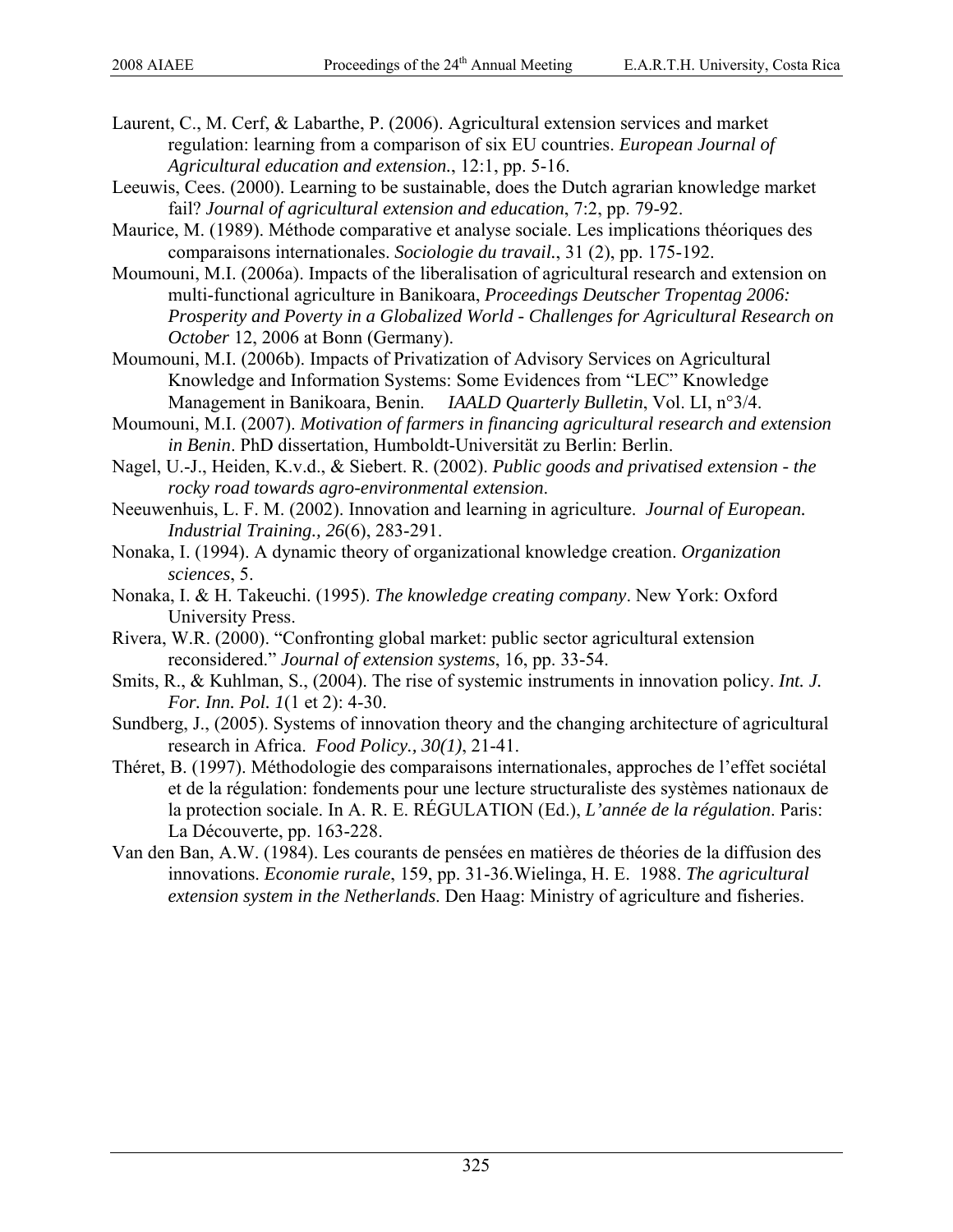Laurent, C., M. Cerf, & Labarthe, P. (2006). Agricultural extension services and market regulation: learning from a comparison of six EU countries. *European Journal of Agricultural education and extension.*, 12:1, pp. 5-16.

Leeuwis, Cees. (2000). Learning to be sustainable, does the Dutch agrarian knowledge market fail? *Journal of agricultural extension and education*, 7:2, pp. 79-92.

Maurice, M. (1989). Méthode comparative et analyse sociale. Les implications théoriques des comparaisons internationales. *Sociologie du travail.*, 31 (2), pp. 175-192.

Moumouni, M.I. (2006a). Impacts of the liberalisation of agricultural research and extension on multi-functional agriculture in Banikoara, *Proceedings Deutscher Tropentag 2006: Prosperity and Poverty in a Globalized World - Challenges for Agricultural Research on October* 12, 2006 at Bonn (Germany).

Moumouni, M.I. (2006b). Impacts of Privatization of Advisory Services on Agricultural Knowledge and Information Systems: Some Evidences from "LEC" Knowledge Management in Banikoara, Benin. *IAALD Quarterly Bulletin*, Vol. LI, n°3/4.

Moumouni, M.I. (2007). *Motivation of farmers in financing agricultural research and extension in Benin*. PhD dissertation, Humboldt-Universität zu Berlin: Berlin.

Nagel, U.-J., Heiden, K.v.d., & Siebert. R. (2002). *Public goods and privatised extension - the rocky road towards agro-environmental extension*.

Neeuwenhuis, L. F. M. (2002). Innovation and learning in agriculture. *Journal of European. Industrial Training., 26*(6), 283-291.

Nonaka, I. (1994). A dynamic theory of organizational knowledge creation. *Organization sciences*, 5.

Nonaka, I. & H. Takeuchi. (1995). *The knowledge creating company*. New York: Oxford University Press.

Rivera, W.R. (2000). "Confronting global market: public sector agricultural extension reconsidered." *Journal of extension systems*, 16, pp. 33-54.

Smits, R., & Kuhlman, S., (2004). The rise of systemic instruments in innovation policy. *Int. J. For. Inn. Pol. 1*(1 et 2): 4-30.

Sundberg, J., (2005). Systems of innovation theory and the changing architecture of agricultural research in Africa. *Food Policy., 30(1)*, 21-41.

Théret, B. (1997). Méthodologie des comparaisons internationales, approches de l'effet sociétal et de la régulation: fondements pour une lecture structuraliste des systèmes nationaux de la protection sociale. In A. R. E. RÉGULATION (Ed.), *L'année de la régulation*. Paris: La Découverte, pp. 163-228.

Van den Ban, A.W. (1984). Les courants de pensées en matières de théories de la diffusion des innovations. *Economie rurale*, 159, pp. 31-36.Wielinga, H. E. 1988. *The agricultural extension system in the Netherlands*. Den Haag: Ministry of agriculture and fisheries.